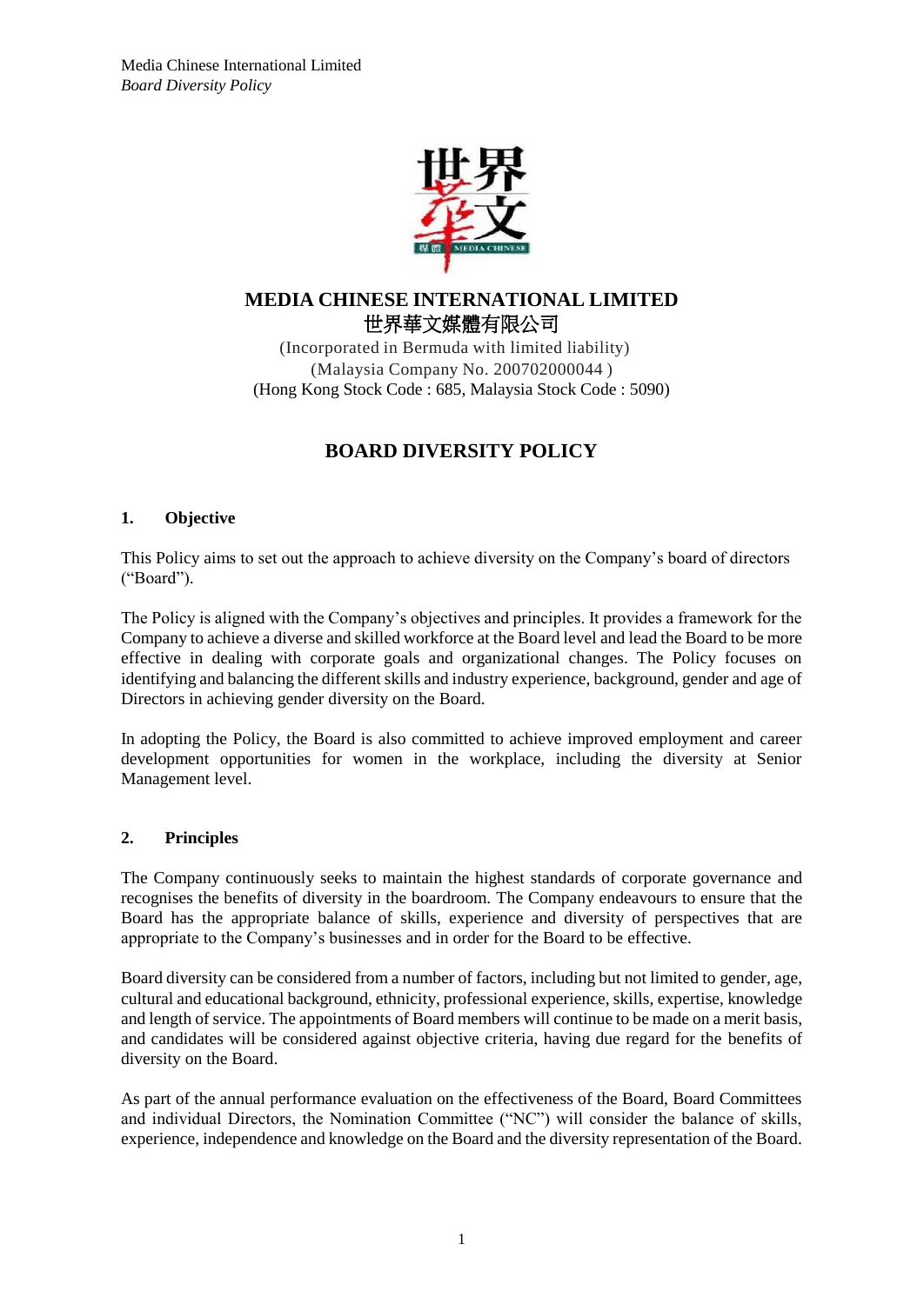# MEDIA CHINESE INTERNATIONAL LIMITED
# 世界華文媒體有限公司

(Incorporated in Bermuda with limited liability)
(Malaysia Company No. 200702000044 )
(Hong Kong Stock Code : 685, Malaysia Stock Code : 5090)

## BOARD DIVERSITY POLICY

### 1. Objective

This Policy aims to set out the approach to achieve diversity on the Company's board of directors ("Board").

The Policy is aligned with the Company's objectives and principles. It provides a framework for the Company to achieve a diverse and skilled workforce at the Board level and lead the Board to be more effective in dealing with corporate goals and organizational changes. The Policy focuses on identifying and balancing the different skills and industry experience, background, gender and age of Directors in achieving gender diversity on the Board.

In adopting the Policy, the Board is also committed to achieve improved employment and career development opportunities for women in the workplace, including the diversity at Senior Management level.

### 2. Principles

The Company continuously seeks to maintain the highest standards of corporate governance and recognises the benefits of diversity in the boardroom. The Company endeavours to ensure that the Board has the appropriate balance of skills, experience and diversity of perspectives that are appropriate to the Company's businesses and in order for the Board to be effective.

Board diversity can be considered from a number of factors, including but not limited to gender, age, cultural and educational background, ethnicity, professional experience, skills, expertise, knowledge and length of service. The appointments of Board members will continue to be made on a merit basis, and candidates will be considered against objective criteria, having due regard for the benefits of diversity on the Board.

As part of the annual performance evaluation on the effectiveness of the Board, Board Committees and individual Directors, the Nomination Committee ("NC") will consider the balance of skills, experience, independence and knowledge on the Board and the diversity representation of the Board.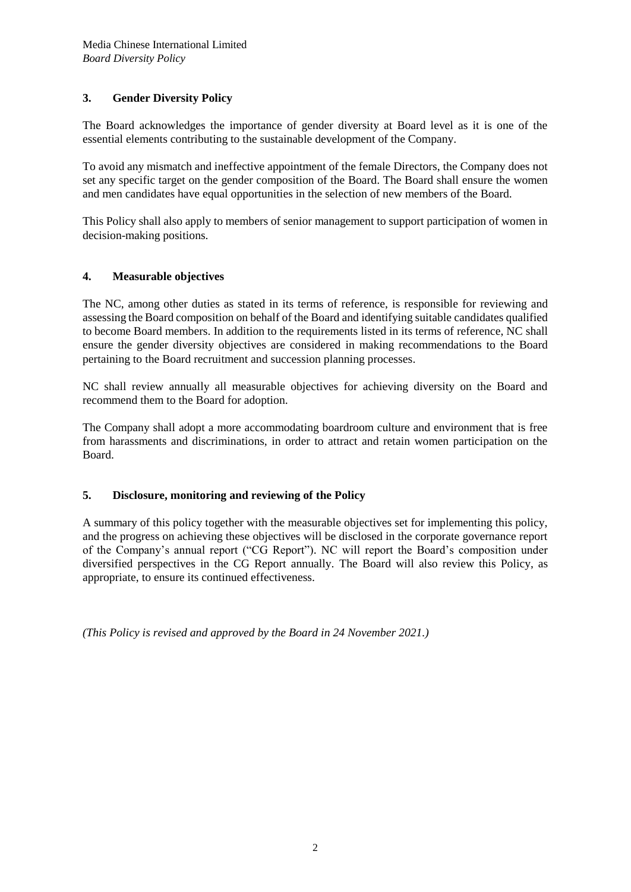## 3. Gender Diversity Policy

The Board acknowledges the importance of gender diversity at Board level as it is one of the essential elements contributing to the sustainable development of the Company.

To avoid any mismatch and ineffective appointment of the female Directors, the Company does not set any specific target on the gender composition of the Board. The Board shall ensure the women and men candidates have equal opportunities in the selection of new members of the Board.

This Policy shall also apply to members of senior management to support participation of women in decision-making positions.

## 4. Measurable objectives

The NC, among other duties as stated in its terms of reference, is responsible for reviewing and assessing the Board composition on behalf of the Board and identifying suitable candidates qualified to become Board members. In addition to the requirements listed in its terms of reference, NC shall ensure the gender diversity objectives are considered in making recommendations to the Board pertaining to the Board recruitment and succession planning processes.

NC shall review annually all measurable objectives for achieving diversity on the Board and recommend them to the Board for adoption.

The Company shall adopt a more accommodating boardroom culture and environment that is free from harassments and discriminations, in order to attract and retain women participation on the Board.

## 5. Disclosure, monitoring and reviewing of the Policy

A summary of this policy together with the measurable objectives set for implementing this policy, and the progress on achieving these objectives will be disclosed in the corporate governance report of the Company's annual report ("CG Report"). NC will report the Board's composition under diversified perspectives in the CG Report annually. The Board will also review this Policy, as appropriate, to ensure its continued effectiveness.

*(This Policy is revised and approved by the Board in 24 November 2021.)*